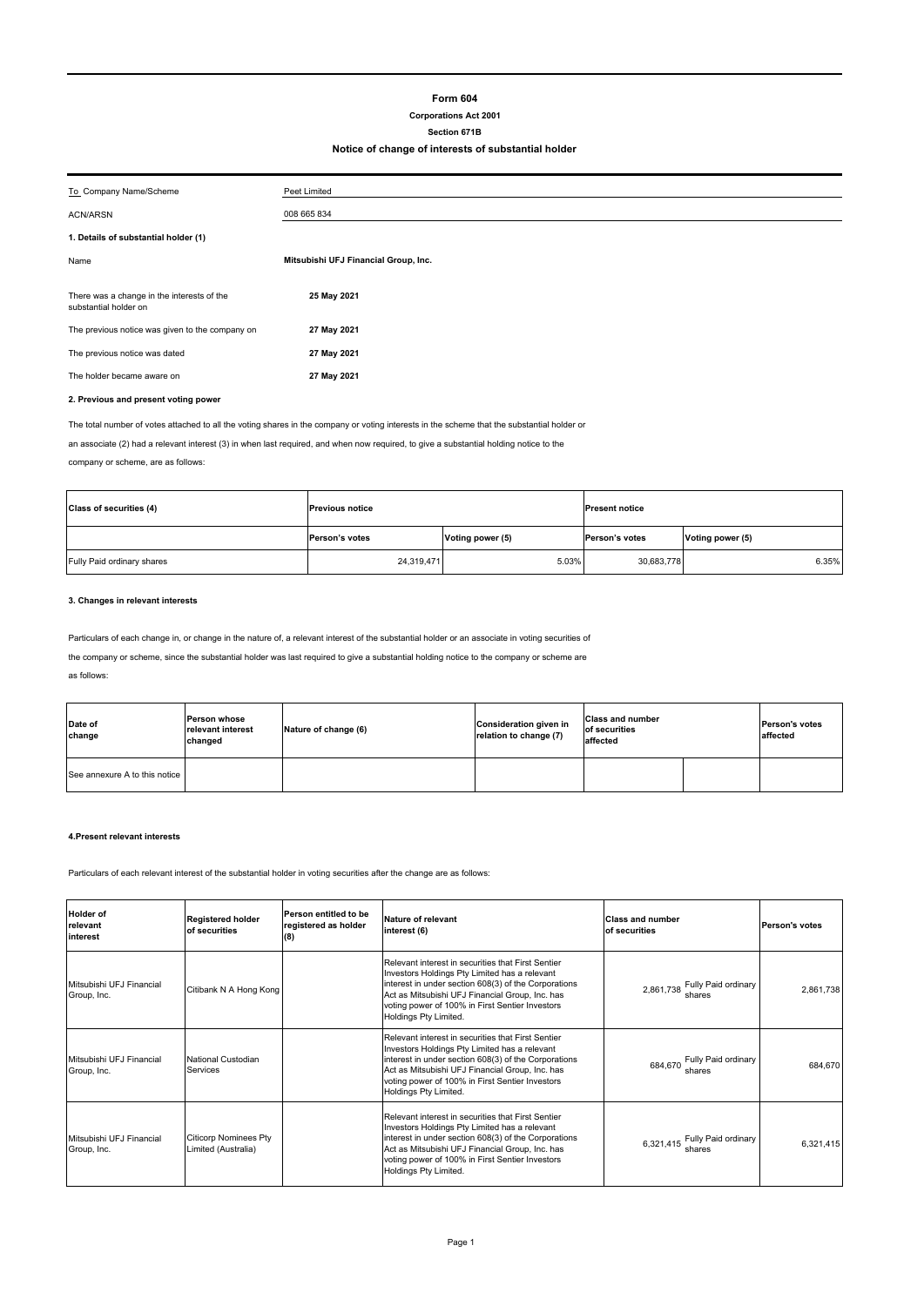# Form 604

**Corporations Act 2001**

**Section 671B**

**Notice of change of interests of substantial holder**

| | |
|---|---|
| To Company Name/Scheme | Peet Limited |
| ACN/ARSN | 008 665 834 |

**1. Details of substantial holder (1)**

| | |
|---|---|
| Name | **Mitsubishi UFJ Financial Group, Inc.** |
| There was a change in the interests of the substantial holder on | **25 May 2021** |
| The previous notice was given to the company on | **27 May 2021** |
| The previous notice was dated | **27 May 2021** |
| The holder became aware on | **27 May 2021** |

**2. Previous and present voting power**

The total number of votes attached to all the voting shares in the company or voting interests in the scheme that the substantial holder or an associate (2) had a relevant interest (3) in when last required, and when now required, to give a substantial holding notice to the company or scheme, are as follows:

| Class of securities (4) | Previous notice | | Present notice | |
|---|---|---|---|---|
| | Person's votes | Voting power (5) | Person's votes | Voting power (5) |
| Fully Paid ordinary shares | 24,319,471 | 5.03% | 30,683,778 | 6.35% |

**3. Changes in relevant interests**

Particulars of each change in, or change in the nature of, a relevant interest of the substantial holder or an associate in voting securities of the company or scheme, since the substantial holder was last required to give a substantial holding notice to the company or scheme are as follows:

| Date of change | Person whose relevant interest changed | Nature of change (6) | Consideration given in relation to change (7) | Class and number of securities affected | | Person's votes affected |
|---|---|---|---|---|---|---|
| See annexure A to this notice | | | | | | |

**4.Present relevant interests**

Particulars of each relevant interest of the substantial holder in voting securities after the change are as follows:

| Holder of relevant interest | Registered holder of securities | Person entitled to be registered as holder (8) | Nature of relevant interest (6) | Class and number of securities | | Person's votes |
|---|---|---|---|---|---|---|
| Mitsubishi UFJ Financial Group, Inc. | Citibank N A Hong Kong | | Relevant interest in securities that First Sentier Investors Holdings Pty Limited has a relevant interest in under section 608(3) of the Corporations Act as Mitsubishi UFJ Financial Group, Inc. has voting power of 100% in First Sentier Investors Holdings Pty Limited. | 2,861,738 | Fully Paid ordinary shares | 2,861,738 |
| Mitsubishi UFJ Financial Group, Inc. | National Custodian Services | | Relevant interest in securities that First Sentier Investors Holdings Pty Limited has a relevant interest in under section 608(3) of the Corporations Act as Mitsubishi UFJ Financial Group, Inc. has voting power of 100% in First Sentier Investors Holdings Pty Limited. | 684,670 | Fully Paid ordinary shares | 684,670 |
| Mitsubishi UFJ Financial Group, Inc. | Citicorp Nominees Pty Limited (Australia) | | Relevant interest in securities that First Sentier Investors Holdings Pty Limited has a relevant interest in under section 608(3) of the Corporations Act as Mitsubishi UFJ Financial Group, Inc. has voting power of 100% in First Sentier Investors Holdings Pty Limited. | 6,321,415 | Fully Paid ordinary shares | 6,321,415 |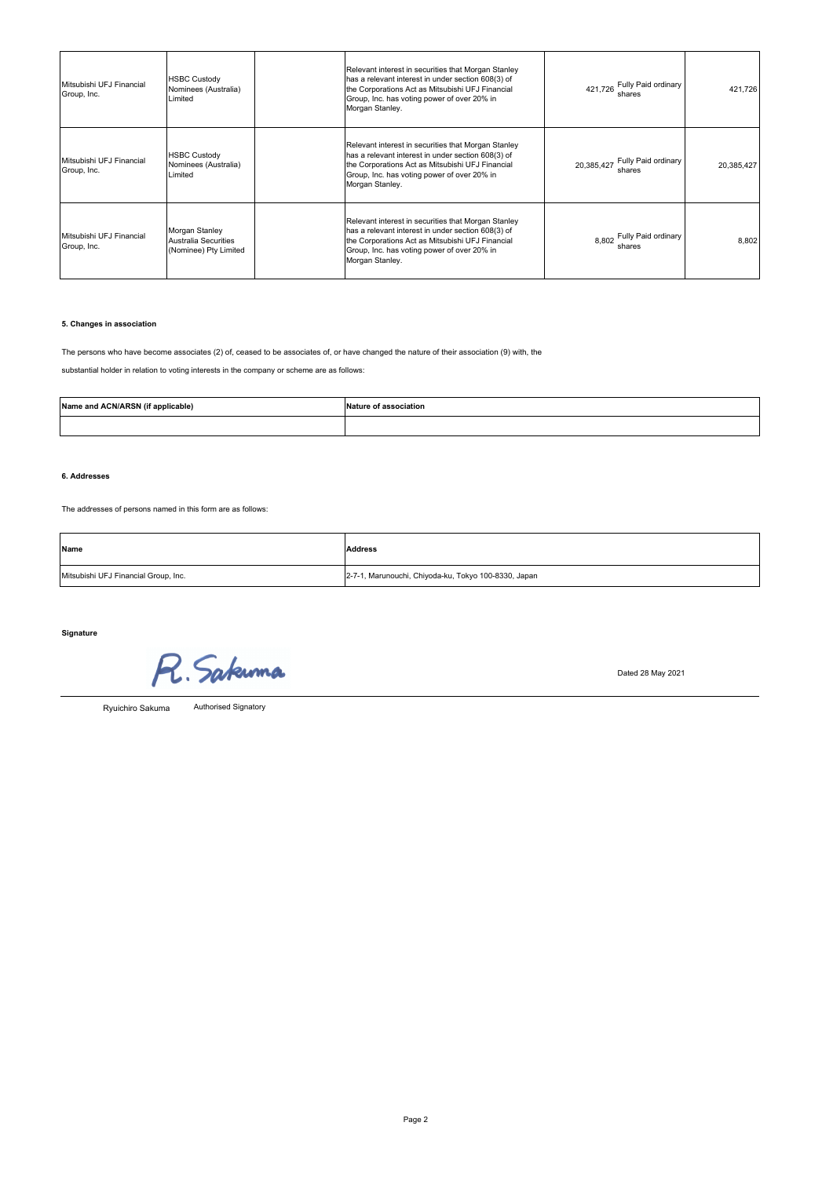| Mitsubishi UFJ Financial Group, Inc. | HSBC Custody Nominees (Australia) Limited | | Relevant interest in securities that Morgan Stanley has a relevant interest in under section 608(3) of the Corporations Act as Mitsubishi UFJ Financial Group, Inc. has voting power of over 20% in Morgan Stanley. | 421,726 Fully Paid ordinary shares | 421,726 |
|---|---|---|---|---|---|
| Mitsubishi UFJ Financial Group, Inc. | HSBC Custody Nominees (Australia) Limited | | Relevant interest in securities that Morgan Stanley has a relevant interest in under section 608(3) of the Corporations Act as Mitsubishi UFJ Financial Group, Inc. has voting power of over 20% in Morgan Stanley. | 20,385,427 Fully Paid ordinary shares | 20,385,427 |
| Mitsubishi UFJ Financial Group, Inc. | Morgan Stanley Australia Securities (Nominee) Pty Limited | | Relevant interest in securities that Morgan Stanley has a relevant interest in under section 608(3) of the Corporations Act as Mitsubishi UFJ Financial Group, Inc. has voting power of over 20% in Morgan Stanley. | 8,802 Fully Paid ordinary shares | 8,802 |

**5. Changes in association**

The persons who have become associates (2) of, ceased to be associates of, or have changed the nature of their association (9) with, the

substantial holder in relation to voting interests in the company or scheme are as follows:

| Name and ACN/ARSN (if applicable) | Nature of association |
|---|---|
| | |

**6. Addresses**

The addresses of persons named in this form are as follows:

| Name | Address |
|---|---|
| Mitsubishi UFJ Financial Group, Inc. | 2-7-1, Marunouchi, Chiyoda-ku, Tokyo 100-8330, Japan |

**Signature**

R. Sakuma

Dated 28 May 2021

Ryuichiro Sakuma     Authorised Signatory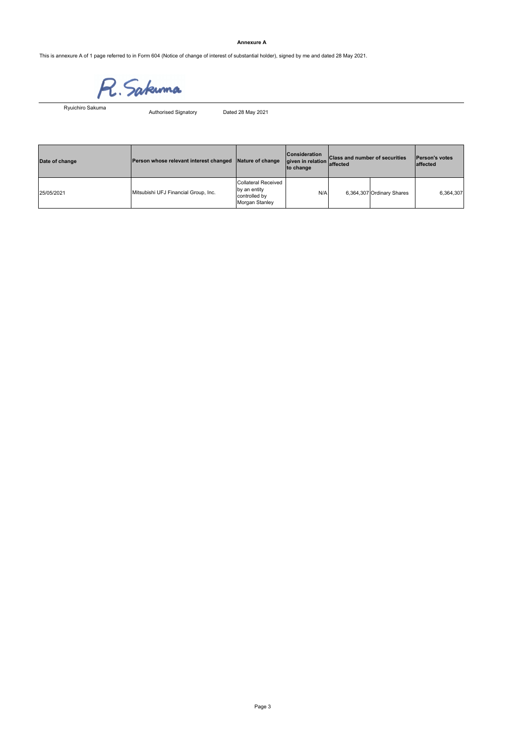**Annexure A**

This is annexure A of 1 page referred to in Form 604 (Notice of change of interest of substantial holder), signed by me and dated 28 May 2021.

R. Sakuma

Ryuichiro Sakuma | Authorised Signatory | Dated 28 May 2021

| Date of change | Person whose relevant interest changed | Nature of change | Consideration given in relation to change | Class and number of securities affected | | Person's votes affected |
|---|---|---|---|---|---|---|
| 25/05/2021 | Mitsubishi UFJ Financial Group, Inc. | Collateral Received by an entity controlled by Morgan Stanley | N/A | 6,364,307 | Ordinary Shares | 6,364,307 |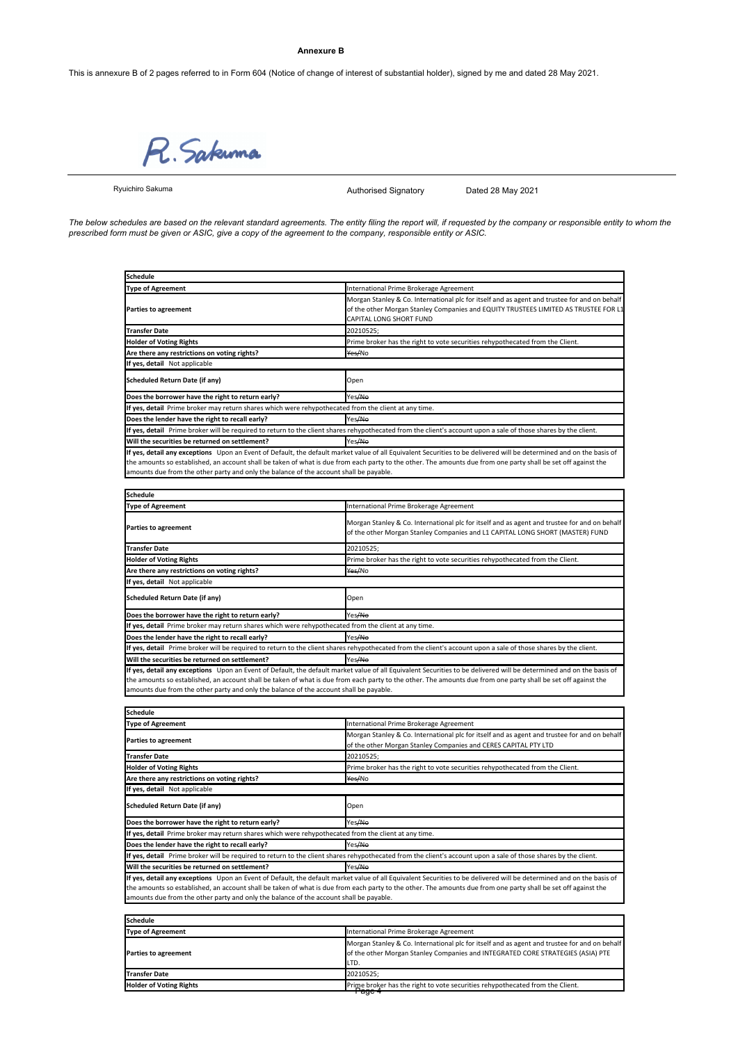**Annexure B**

This is annexure B of 2 pages referred to in Form 604 (Notice of change of interest of substantial holder), signed by me and dated 28 May 2021.

R. Sakuma

Ryuichiro Sakuma — Authorised Signatory — Dated 28 May 2021

*The below schedules are based on the relevant standard agreements. The entity filing the report will, if requested by the company or responsible entity to whom the prescribed form must be given or ASIC, give a copy of the agreement to the company, responsible entity or ASIC.*

| **Schedule** | |
|---|---|
| **Type of Agreement** | International Prime Brokerage Agreement |
| **Parties to agreement** | Morgan Stanley & Co. International plc for itself and as agent and trustee for and on behalf of the other Morgan Stanley Companies and EQUITY TRUSTEES LIMITED AS TRUSTEE FOR L1 CAPITAL LONG SHORT FUND |
| **Transfer Date** | 20210525; |
| **Holder of Voting Rights** | Prime broker has the right to vote securities rehypothecated from the Client. |
| **Are there any restrictions on voting rights?** | ~~Yes~~/No |
| **If yes, detail** Not applicable | |
| **Scheduled Return Date (if any)** | Open |
| **Does the borrower have the right to return early?** | Yes/~~No~~ |
| **If yes, detail** Prime broker may return shares which were rehypothecated from the client at any time. | |
| **Does the lender have the right to recall early?** | Yes/~~No~~ |
| **If yes, detail** Prime broker will be required to return to the client shares rehypothecated from the client's account upon a sale of those shares by the client. | |
| **Will the securities be returned on settlement?** | Yes/~~No~~ |
| **If yes, detail any exceptions** Upon an Event of Default, the default market value of all Equivalent Securities to be delivered will be determined and on the basis of the amounts so established, an account shall be taken of what is due from each party to the other. The amounts due from one party shall be set off against the amounts due from the other party and only the balance of the account shall be payable. | |

| **Schedule** | |
|---|---|
| **Type of Agreement** | International Prime Brokerage Agreement |
| **Parties to agreement** | Morgan Stanley & Co. International plc for itself and as agent and trustee for and on behalf of the other Morgan Stanley Companies and L1 CAPITAL LONG SHORT (MASTER) FUND |
| **Transfer Date** | 20210525; |
| **Holder of Voting Rights** | Prime broker has the right to vote securities rehypothecated from the Client. |
| **Are there any restrictions on voting rights?** | ~~Yes~~/No |
| **If yes, detail** Not applicable | |
| **Scheduled Return Date (if any)** | Open |
| **Does the borrower have the right to return early?** | Yes/~~No~~ |
| **If yes, detail** Prime broker may return shares which were rehypothecated from the client at any time. | |
| **Does the lender have the right to recall early?** | Yes/~~No~~ |
| **If yes, detail** Prime broker will be required to return to the client shares rehypothecated from the client's account upon a sale of those shares by the client. | |
| **Will the securities be returned on settlement?** | Yes/~~No~~ |
| **If yes, detail any exceptions** Upon an Event of Default, the default market value of all Equivalent Securities to be delivered will be determined and on the basis of the amounts so established, an account shall be taken of what is due from each party to the other. The amounts due from one party shall be set off against the amounts due from the other party and only the balance of the account shall be payable. | |

| **Schedule** | |
|---|---|
| **Type of Agreement** | International Prime Brokerage Agreement |
| **Parties to agreement** | Morgan Stanley & Co. International plc for itself and as agent and trustee for and on behalf of the other Morgan Stanley Companies and CERES CAPITAL PTY LTD |
| **Transfer Date** | 20210525; |
| **Holder of Voting Rights** | Prime broker has the right to vote securities rehypothecated from the Client. |
| **Are there any restrictions on voting rights?** | ~~Yes~~/No |
| **If yes, detail** Not applicable | |
| **Scheduled Return Date (if any)** | Open |
| **Does the borrower have the right to return early?** | Yes/~~No~~ |
| **If yes, detail** Prime broker may return shares which were rehypothecated from the client at any time. | |
| **Does the lender have the right to recall early?** | Yes/~~No~~ |
| **If yes, detail** Prime broker will be required to return to the client shares rehypothecated from the client's account upon a sale of those shares by the client. | |
| **Will the securities be returned on settlement?** | Yes/~~No~~ |
| **If yes, detail any exceptions** Upon an Event of Default, the default market value of all Equivalent Securities to be delivered will be determined and on the basis of the amounts so established, an account shall be taken of what is due from each party to the other. The amounts due from one party shall be set off against the amounts due from the other party and only the balance of the account shall be payable. | |

| **Schedule** | |
|---|---|
| **Type of Agreement** | International Prime Brokerage Agreement |
| **Parties to agreement** | Morgan Stanley & Co. International plc for itself and as agent and trustee for and on behalf of the other Morgan Stanley Companies and INTEGRATED CORE STRATEGIES (ASIA) PTE LTD. |
| **Transfer Date** | 20210525; |
| **Holder of Voting Rights** | Prime broker has the right to vote securities rehypothecated from the Client. |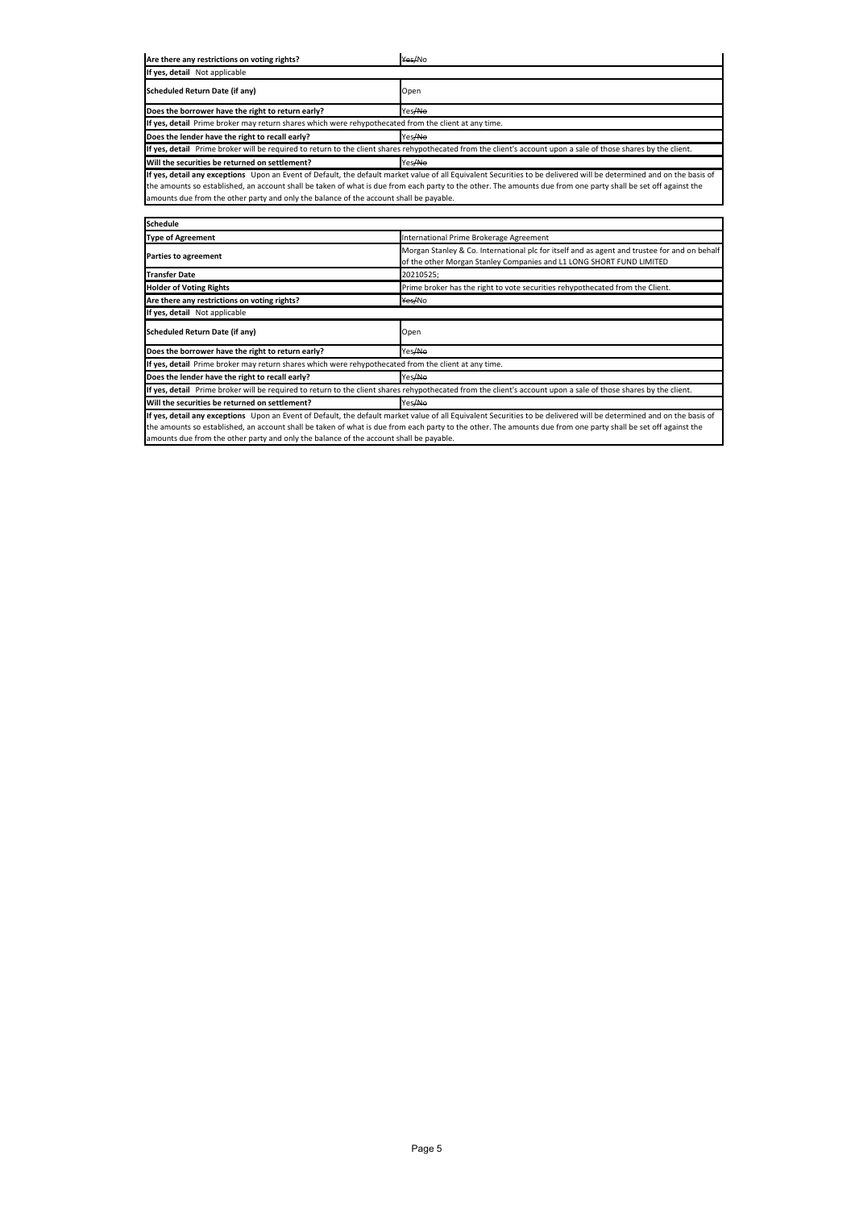| | |
|---|---|
| **Are there any restrictions on voting rights?** | ~~Yes~~/No |
| **If yes, detail** Not applicable | |
| **Scheduled Return Date (if any)** | Open |
| **Does the borrower have the right to return early?** | Yes/~~No~~ |
| **If yes, detail** Prime broker may return shares which were rehypothecated from the client at any time. | |
| **Does the lender have the right to recall early?** | Yes/~~No~~ |
| **If yes, detail** Prime broker will be required to return to the client shares rehypothecated from the client's account upon a sale of those shares by the client. | |
| **Will the securities be returned on settlement?** | Yes/~~No~~ |
| **If yes, detail any exceptions** Upon an Event of Default, the default market value of all Equivalent Securities to be delivered will be determined and on the basis of the amounts so established, an account shall be taken of what is due from each party to the other. The amounts due from one party shall be set off against the amounts due from the other party and only the balance of the account shall be payable. | |

| | |
|---|---|
| **Schedule** | |
| **Type of Agreement** | International Prime Brokerage Agreement |
| **Parties to agreement** | Morgan Stanley & Co. International plc for itself and as agent and trustee for and on behalf of the other Morgan Stanley Companies and L1 LONG SHORT FUND LIMITED |
| **Transfer Date** | 20210525; |
| **Holder of Voting Rights** | Prime broker has the right to vote securities rehypothecated from the Client. |
| **Are there any restrictions on voting rights?** | ~~Yes~~/No |
| **If yes, detail** Not applicable | |
| **Scheduled Return Date (if any)** | Open |
| **Does the borrower have the right to return early?** | Yes/~~No~~ |
| **If yes, detail** Prime broker may return shares which were rehypothecated from the client at any time. | |
| **Does the lender have the right to recall early?** | Yes/~~No~~ |
| **If yes, detail** Prime broker will be required to return to the client shares rehypothecated from the client's account upon a sale of those shares by the client. | |
| **Will the securities be returned on settlement?** | Yes/~~No~~ |
| **If yes, detail any exceptions** Upon an Event of Default, the default market value of all Equivalent Securities to be delivered will be determined and on the basis of the amounts so established, an account shall be taken of what is due from each party to the other. The amounts due from one party shall be set off against the amounts due from the other party and only the balance of the account shall be payable. | |